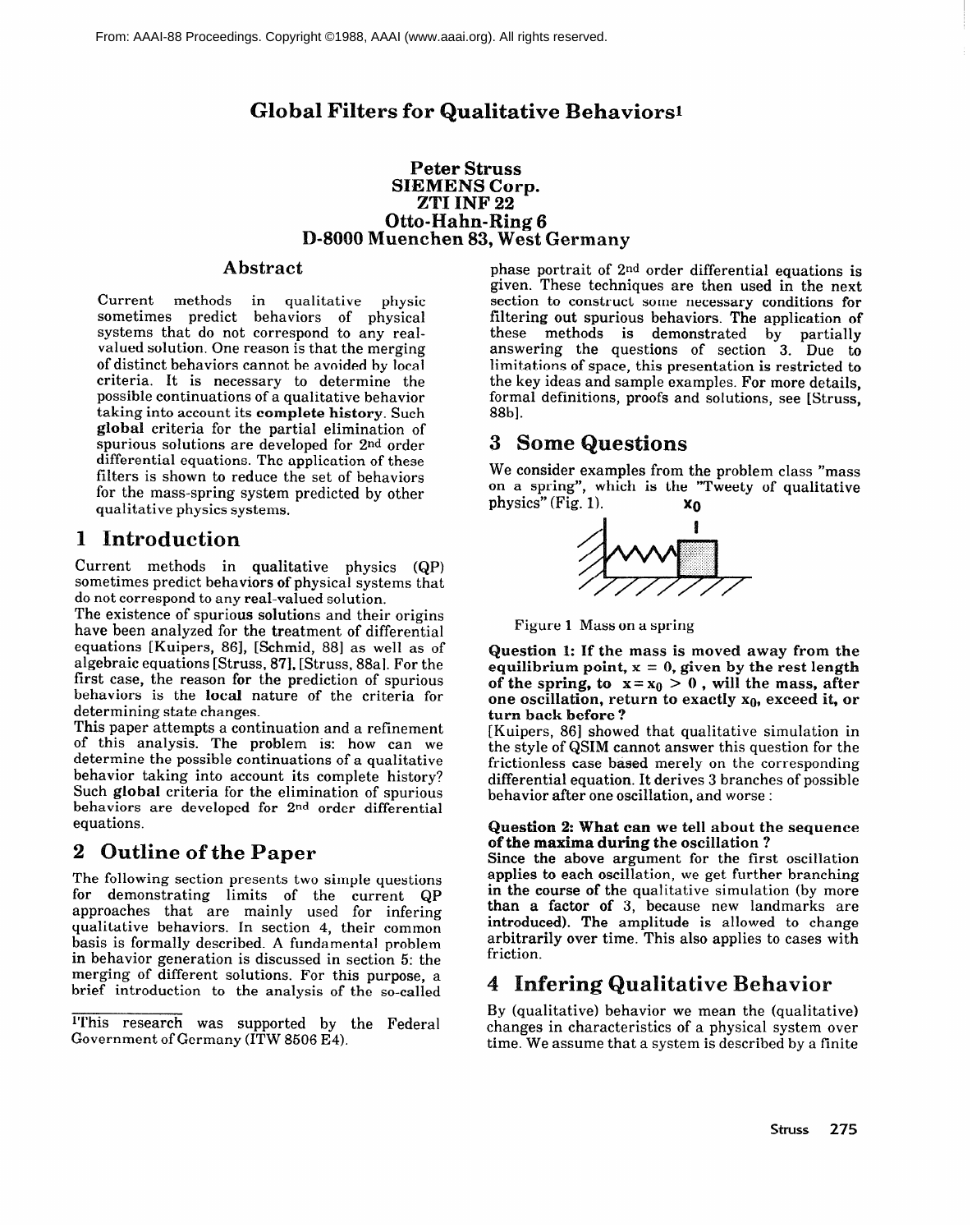From: AAAI-88 Proceedings. Copyright ©1988, AAAI (www.aaai.org). All rights reserved.

# Global Filters for Qualitative Behaviors[1]

**Peter Struss**
**SIEMENS Corp.**
**ZTI INF 22**
**Otto-Hahn-Ring 6**
**D-8000 Muenchen 83, West Germany**

## Abstract

Current methods in qualitative physic sometimes predict behaviors of physical systems that do not correspond to any real-valued solution. One reason is that the merging of distinct behaviors cannot be avoided by local criteria. It is necessary to determine the possible continuations of a qualitative behavior taking into account its **complete history**. Such **global** criteria for the partial elimination of spurious solutions are developed for $2^{nd}$ order differential equations. The application of these filters is shown to reduce the set of behaviors for the mass-spring system predicted by other qualitative physics systems.

## 1 Introduction

Current methods in qualitative physics (QP) sometimes predict behaviors of physical systems that do not correspond to any real-valued solution.

The existence of spurious solutions and their origins have been analyzed for the treatment of differential equations [Kuipers, 86], [Schmid, 88] as well as of algebraic equations [Struss, 87], [Struss, 88a]. For the first case, the reason for the prediction of spurious behaviors is the **local** nature of the criteria for determining state changes.

This paper attempts a continuation and a refinement of this analysis. The problem is: how can we determine the possible continuations of a qualitative behavior taking into account its complete history? Such **global** criteria for the elimination of spurious behaviors are developed for $2^{nd}$ order differential equations.

## 2 Outline of the Paper

The following section presents two simple questions for demonstrating limits of the current QP approaches that are mainly used for infering qualitative behaviors. In section 4, their common basis is formally described. A fundamental problem in behavior generation is discussed in section 5: the merging of different solutions. For this purpose, a brief introduction to the analysis of the so-called phase portrait of $2^{nd}$ order differential equations is given. These techniques are then used in the next section to construct some necessary conditions for filtering out spurious behaviors. The application of these methods is demonstrated by partially answering the questions of section 3. Due to limitations of space, this presentation is restricted to the key ideas and sample examples. For more details, formal definitions, proofs and solutions, see [Struss, 88b].

[1] This research was supported by the Federal Government of Germany (ITW 8506 E4).

## 3 Some Questions

We consider examples from the problem class "mass on a spring", which is the "Tweety of qualitative physics" (Fig. 1).

Figure 1 Mass on a spring

**Question 1: If the mass is moved away from the equilibrium point, $x = 0$, given by the rest length of the spring, to $x = x_0 > 0$, will the mass, after one oscillation, return to exactly $x_0$, exceed it, or turn back before?**

[Kuipers, 86] showed that qualitative simulation in the style of QSIM cannot answer this question for the frictionless case based merely on the corresponding differential equation. It derives 3 branches of possible behavior after one oscillation, and worse :

**Question 2: What can we tell about the sequence of the maxima during the oscillation?**

Since the above argument for the first oscillation applies to each oscillation, we get further branching in the course of the qualitative simulation (by more than a factor of 3, because new landmarks are introduced). The amplitude is allowed to change arbitrarily over time. This also applies to cases with friction.

## 4 Infering Qualitative Behavior

By (qualitative) behavior we mean the (qualitative) changes in characteristics of a physical system over time. We assume that a system is described by a finite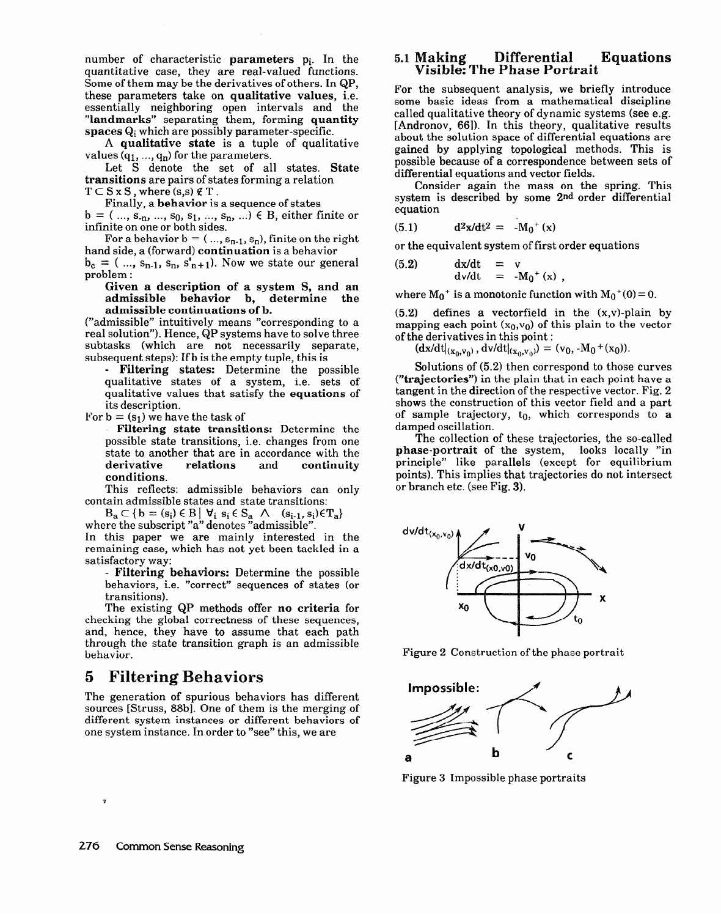number of characteristic **parameters** $p_i$. In the quantitative case, they are real-valued functions. Some of them may be the derivatives of others. In QP, these parameters take on **qualitative values**, i.e. essentially neighboring open intervals and the "**landmarks**" separating them, forming **quantity spaces** $Q_i$ which are possibly parameter-specific.

A **qualitative state** is a tuple of qualitative values $(q_1, ..., q_n)$ for the parameters.

Let S denote the set of all states. **State transitions** are pairs of states forming a relation $T \subset S \times S$, where $(s,s) \notin T$.

Finally, a **behavior** is a sequence of states $b = (..., s_{-n}, ..., s_0, s_1, ..., s_n, ...) \in B$, either finite or infinite on one or both sides.

For a behavior $b = (..., s_{n-1}, s_n)$, finite on the right hand side, a (forward) **continuation** is a behavior $b_c = (..., s_{n-1}, s_n, s'_{n+1})$. Now we state our general problem:

> **Given a description of a system S, and an admissible behavior b, determine the admissible continuations of b.**

("admissible" intuitively means "corresponding to a real solution"). Hence, QP systems have to solve three subtasks (which are not necessarily separate, subsequent steps): If b is the empty tuple, this is

- **Filtering states:** Determine the possible qualitative states of a system, i.e. sets of qualitative values that satisfy the **equations** of its description.

For $b = (s_1)$ we have the task of

- **Filtering state transitions:** Determine the possible state transitions, i.e. changes from one state to another that are in accordance with the **derivative relations** and **continuity conditions**.

This reflects: admissible behaviors can only contain admissible states and state transitions:

$B_a \subset \{b = (s_i) \in B \mid \forall_i \; s_i \in S_a \; \wedge \; (s_{i-1}, s_i) \in T_a\}$

where the subscript "a" denotes "admissible".

In this paper we are mainly interested in the remaining case, which has not yet been tackled in a satisfactory way:

- **Filtering behaviors:** Determine the possible behaviors, i.e. "correct" sequences of states (or transitions).

The existing QP methods offer **no criteria** for checking the global correctness of these sequences, and, hence, they have to assume that each path through the state transition graph is an admissible behavior.

# 5 Filtering Behaviors

The generation of spurious behaviors has different sources [Struss, 88b]. One of them is the merging of different system instances or different behaviors of one system instance. In order to "see" this, we are

## 5.1 Making Differential Equations Visible: The Phase Portrait

For the subsequent analysis, we briefly introduce some basic ideas from a mathematical discipline called qualitative theory of dynamic systems (see e.g. [Andronov, 66]). In this theory, qualitative results about the solution space of differential equations are gained by applying topological methods. This is possible because of a correspondence between sets of differential equations and vector fields.

Consider again the mass on the spring. This system is described by some $2^{nd}$ order differential equation

$$d^2x/dt^2 = -M_0^+(x) \tag{5.1}$$

or the equivalent system of first order equations

$$\begin{aligned} dx/dt &= v \\ dv/dt &= -M_0^+(x), \end{aligned} \tag{5.2}$$

where $M_0^+$ is a monotonic function with $M_0^+(0) = 0$.

(5.2) defines a vectorfield in the (x,v)-plain by mapping each point $(x_0,v_0)$ of this plain to the vector of the derivatives in this point:

$(dx/dt|_{(x_0,v_0)}, dv/dt|_{(x_0,v_0)}) = (v_0, -M_0^+(x_0))$.

Solutions of (5.2) then correspond to those curves (**"trajectories"**) in the plain that in each point have a tangent in the **direction** of the respective vector. Fig. 2 shows the construction of this vector field and a part of sample trajectory, $t_0$, which corresponds to a damped oscillation.

The collection of these trajectories, the so-called **phase-portrait** of the system, looks locally "in principle" like **parallels** (except for equilibrium points). This implies that trajectories do not intersect or branch etc. (see **Fig. 3**).

Figure 2 Construction of the phase portrait

Figure 3 Impossible phase portraits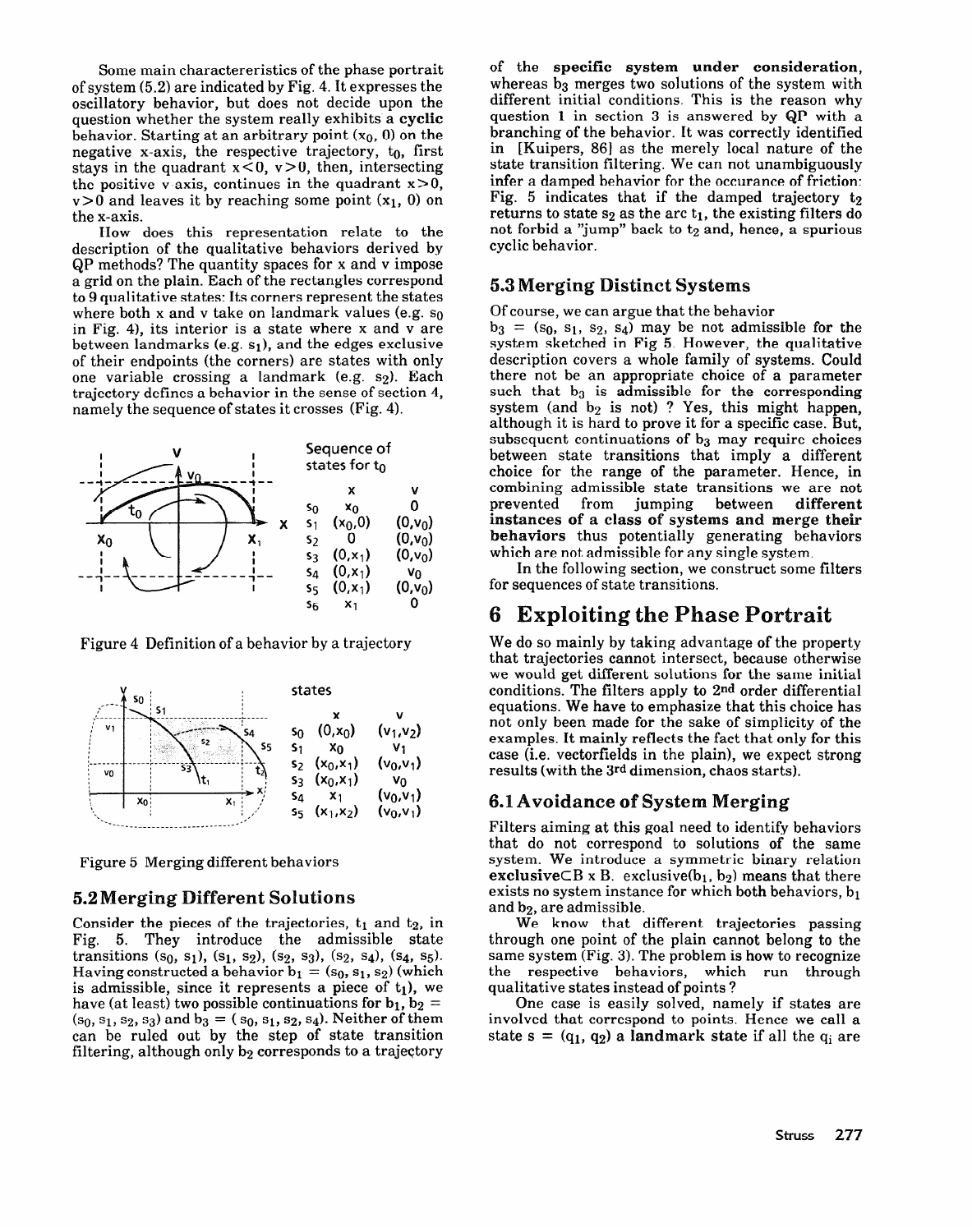Some main charactereristics of the phase portrait of system (5.2) are indicated by Fig. 4. It expresses the oscillatory behavior, but does not decide upon the question whether the system really exhibits a **cyclic** behavior. Starting at an arbitrary point $(x_0, 0)$ on the negative x-axis, the respective trajectory, $t_0$, first stays in the quadrant $x<0$, $v>0$, then, intersecting the positive v-axis, continues in the quadrant $x>0$, $v>0$ and leaves it by reaching some point $(x_1, 0)$ on the x-axis.

How does this representation relate to the description of the qualitative behaviors derived by QP methods? The quantity spaces for x and v impose a grid on the plain. Each of the rectangles correspond to 9 qualitative states: Its corners represent the states where both x and v take on landmark values (e.g. $s_0$ in Fig. 4), its interior is a state where x and v are between landmarks (e.g. $s_1$), and the edges exclusive of their endpoints (the corners) are states with only one variable crossing a landmark (e.g. $s_2$). Each trajectory defines a behavior in the sense of section 4, namely the sequence of states it crosses (Fig. 4).

Sequence of states for $t_0$

| | x | v |
|---|---|---|
| $s_0$ | $x_0$ | 0 |
| $s_1$ | $(x_0,0)$ | $(0,v_0)$ |
| $s_2$ | 0 | $(0,v_0)$ |
| $s_3$ | $(0,x_1)$ | $(0,v_0)$ |
| $s_4$ | $(0,x_1)$ | $v_0$ |
| $s_5$ | $(0,x_1)$ | $(0,v_0)$ |
| $s_6$ | $x_1$ | 0 |

Figure 4 Definition of a behavior by a trajectory

states

| | x | v |
|---|---|---|
| $s_0$ | $(0,x_0)$ | $(v_1,v_2)$ |
| $s_1$ | $x_0$ | $v_1$ |
| $s_2$ | $(x_0,x_1)$ | $(v_0,v_1)$ |
| $s_3$ | $(x_0,x_1)$ | $v_0$ |
| $s_4$ | $x_1$ | $(v_0,v_1)$ |
| $s_5$ | $(x_1,x_2)$ | $(v_0,v_1)$ |

Figure 5 Merging different behaviors

## 5.2 Merging Different Solutions

Consider the pieces of the trajectories, $t_1$ and $t_2$, in Fig. 5. They introduce the admissible state transitions $(s_0, s_1)$, $(s_1, s_2)$, $(s_2, s_3)$, $(s_2, s_4)$, $(s_4, s_5)$. Having constructed a behavior $b_1 = (s_0, s_1, s_2)$ (which is admissible, since it represents a piece of $t_1$), we have (at least) two possible continuations for $b_1$, $b_2 = (s_0, s_1, s_2, s_3)$ and $b_3 = (s_0, s_1, s_2, s_4)$. Neither of them can be ruled out by the step of state transition filtering, although only $b_2$ corresponds to a trajectory of the **specific system under consideration**, whereas $b_3$ merges two solutions of the system with different initial conditions. This is the reason why question 1 in section 3 is answered by **QP** with a branching of the behavior. It was correctly identified in [Kuipers, 86] as the merely local nature of the state transition filtering. We can not unambiguously infer a damped behavior for the occurance of friction: Fig. 5 indicates that if the damped trajectory $t_2$ returns to state $s_2$ as the arc $t_1$, the existing filters do not forbid a "jump" back to $t_2$ and, hence, a spurious cyclic behavior.

## 5.3 Merging Distinct Systems

Of course, we can argue that the behavior $b_3 = (s_0, s_1, s_2, s_4)$ may be not admissible for the system sketched in Fig 5. However, the qualitative description covers a whole family of systems. Could there not be an appropriate choice of a parameter such that $b_3$ is admissible for the corresponding system (and $b_2$ is not) ? Yes, this might happen, although it is hard to prove it for a specific case. But, subsequent continuations of $b_3$ may require choices between state transitions that imply a different choice for the range of the parameter. Hence, **in combining admissible state transitions we are not prevented from jumping between different instances of a class of systems and merge their behaviors** thus potentially generating behaviors which are not admissible for any single system.

In the following section, we construct some filters for sequences of state transitions.

# 6 Exploiting the Phase Portrait

We do so mainly by taking advantage of the property that trajectories cannot intersect, because otherwise we would get different solutions for the same initial conditions. The filters apply to 2nd order differential equations. We have to emphasize that this choice has not only been made for the sake of simplicity of the examples. It mainly reflects the fact that only for this case (i.e. vectorfields in the plain), we expect strong results (with the 3rd dimension, chaos starts).

## 6.1 Avoidance of System Merging

Filters aiming at this goal need to identify behaviors that do not correspond to solutions of the same system. We introduce a symmetric binary relation **exclusive**$\subset B \times B$. exclusive$(b_1, b_2)$ means that there exists no system instance for which both behaviors, $b_1$ and $b_2$, are admissible.

We know that different trajectories passing through one point of the plain cannot belong to the same system (Fig. 3). The problem is how to recognize the respective behaviors, which run through qualitative states instead of points ?

One case is easily solved, namely if states are involved that correspond to points. Hence we call a state $s = (q_1, q_2)$ a **landmark state** if all the $q_i$ are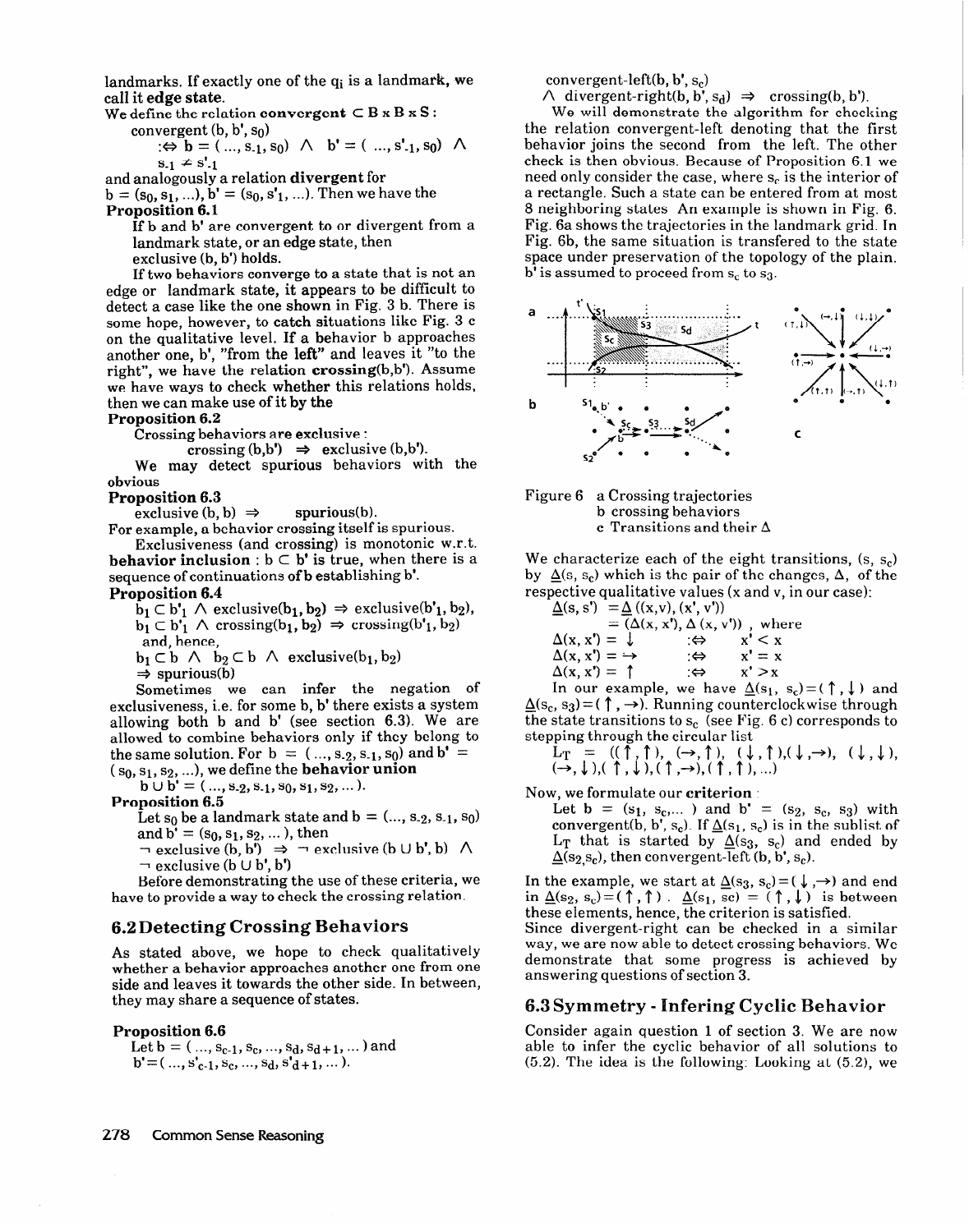landmarks. If exactly one of the $q_i$ is a landmark, we call it **edge state**.

We define the relation **convergent** $\subset B \times B \times S$ :

convergent (b, b', $s_0$)

$:\Leftrightarrow$ b = ( ..., $s_{-1}$, $s_0$) $\wedge$ b' = ( ..., $s'_{-1}$, $s_0$) $\wedge$ $s_{-1} \neq s'_{-1}$

and analogously a relation **divergent** for b = ($s_0$, $s_1$, ...), b' = ($s_0$, $s'_1$, ...). Then we have the

**Proposition 6.1**

If b and b' are convergent to or divergent from a landmark state, or an edge state, then exclusive (b, b') holds.

If two behaviors converge to a state that is not an edge or landmark state, it appears to be difficult to detect a case like the one shown in Fig. 3 b. There is some hope, however, to catch situations like Fig. 3 c on the qualitative level. If a behavior b approaches another one, b', "from the left" and leaves it "to the right", we have the relation **crossing**(b,b'). Assume we have ways to check whether this relations holds, then we can make use of it by the

**Proposition 6.2**

Crossing behaviors are exclusive :

crossing (b,b') $\Rightarrow$ exclusive (b,b').

We may detect spurious behaviors with the obvious

**Proposition 6.3**

exclusive (b, b) $\Rightarrow$ spurious(b).

For example, a behavior crossing itself is spurious.

Exclusiveness (and crossing) is monotonic w.r.t. **behavior inclusion** : b $\subset$ b' is true, when there is a sequence of continuations of b establishing b'.

**Proposition 6.4**

$b_1 \subset b'_1 \wedge$ exclusive($b_1$, $b_2$) $\Rightarrow$ exclusive($b'_1$, $b_2$),

$b_1 \subset b'_1 \wedge$ crossing($b_1$, $b_2$) $\Rightarrow$ crossing($b'_1$, $b_2$)

and, hence,

$b_1 \subset b \wedge b_2 \subset b \wedge$ exclusive($b_1$, $b_2$)

$\Rightarrow$ spurious(b)

Sometimes we can infer the negation of exclusiveness, i.e. for some b, b' there exists a system allowing both b and b' (see section 6.3). We are allowed to combine behaviors only if they belong to the same solution. For b = ( ..., $s_{-2}$, $s_{-1}$, $s_0$) and b' = ( $s_0$, $s_1$, $s_2$, ...), we define the **behavior union**

b $\cup$ b' = ( ..., $s_{-2}$, $s_{-1}$, $s_0$, $s_1$, $s_2$, ... ).

**Proposition 6.5**

Let $s_0$ be a landmark state and b = (..., $s_{-2}$, $s_{-1}$, $s_0$) and b' = ($s_0$, $s_1$, $s_2$, ... ), then

$\neg$ exclusive (b, b') $\Rightarrow$ $\neg$ exclusive (b $\cup$ b', b) $\wedge$ $\neg$ exclusive (b $\cup$ b', b')

Before demonstrating the use of these criteria, we have to provide a way to check the crossing relation.

## 6.2 Detecting Crossing Behaviors

As stated above, we hope to check qualitatively whether a behavior approaches another one from one side and leaves it towards the other side. In between, they may share a sequence of states.

**Proposition 6.6**

Let b = ( ..., $s_{c-1}$, $s_c$, ..., $s_d$, $s_{d+1}$, ... ) and b' = ( ..., $s'_{c-1}$, $s_c$, ..., $s_d$, $s'_{d+1}$, ... ).

convergent-left(b, b', $s_c$)

$\wedge$ divergent-right(b, b', $s_d$) $\Rightarrow$ crossing(b, b').

We will demonstrate the algorithm for checking the relation convergent-left denoting that the first behavior joins the second from the left. The other check is then obvious. Because of Proposition 6.1 we need only consider the case, where $s_c$ is the interior of a rectangle. Such a state can be entered from at most 8 neighboring states An example is shown in Fig. 6. Fig. 6a shows the trajectories in the landmark grid. In Fig. 6b, the same situation is transfered to the state space under preservation of the topology of the plain. b' is assumed to proceed from $s_c$ to $s_3$.

Figure 6 a Crossing trajectories
b crossing behaviors
c Transitions and their $\Delta$

We characterize each of the eight transitions, (s, $s_c$) by $\underline{\Delta}$(s, $s_c$) which is the pair of the changes, $\Delta$, of the respective qualitative values (x and v, in our case):

$\underline{\Delta}$(s, s') $= \underline{\Delta}$ ((x,v), (x', v'))

$= (\Delta(x, x'), \Delta(x, v'))$ , where

$\Delta(x, x') = \downarrow$ $:\Leftrightarrow$ $x' < x$

$\Delta(x, x') = \rightarrow$ $:\Leftrightarrow$ $x' = x$

$\Delta(x, x') = \uparrow$ $:\Leftrightarrow$ $x' > x$

In our example, we have $\underline{\Delta}(s_1, s_c) = (\uparrow, \downarrow)$ and $\underline{\Delta}(s_c, s_3) = (\uparrow, \rightarrow)$. Running counterclockwise through the state transitions to $s_c$ (see Fig. 6 c) corresponds to stepping through the circular list

$L_T$ = (($\uparrow$, $\uparrow$), ($\rightarrow$, $\uparrow$), ($\downarrow$, $\uparrow$),($\downarrow$, $\rightarrow$), ($\downarrow$, $\downarrow$), ($\rightarrow$, $\downarrow$),( $\uparrow$, $\downarrow$),( $\uparrow$, $\rightarrow$),( $\uparrow$, $\uparrow$), ...)

Now, we formulate our **criterion** :

Let b = ($s_1$, $s_c$,... ) and b' = ($s_2$, $s_c$, $s_3$) with convergent(b, b', $s_c$). If $\underline{\Delta}$($s_1$, $s_c$) is in the sublist of $L_T$ that is started by $\underline{\Delta}$($s_3$, $s_c$) and ended by $\underline{\Delta}$($s_2$, $s_c$), then convergent-left (b, b', $s_c$).

In the example, we start at $\underline{\Delta}(s_3, s_c) = (\downarrow, \rightarrow)$ and end in $\underline{\Delta}(s_2, s_c) = (\uparrow, \uparrow)$ . $\underline{\Delta}(s_1, sc) = (\uparrow, \downarrow)$ is between these elements, hence, the criterion is satisfied.

Since divergent-right can be checked in a similar way, we are now able to detect crossing behaviors. We demonstrate that some progress is achieved by answering questions of section 3.

## 6.3 Symmetry - Infering Cyclic Behavior

Consider again question 1 of section 3. We are now able to infer the cyclic behavior of all solutions to (5.2). The idea is the following: Looking at (5.2), we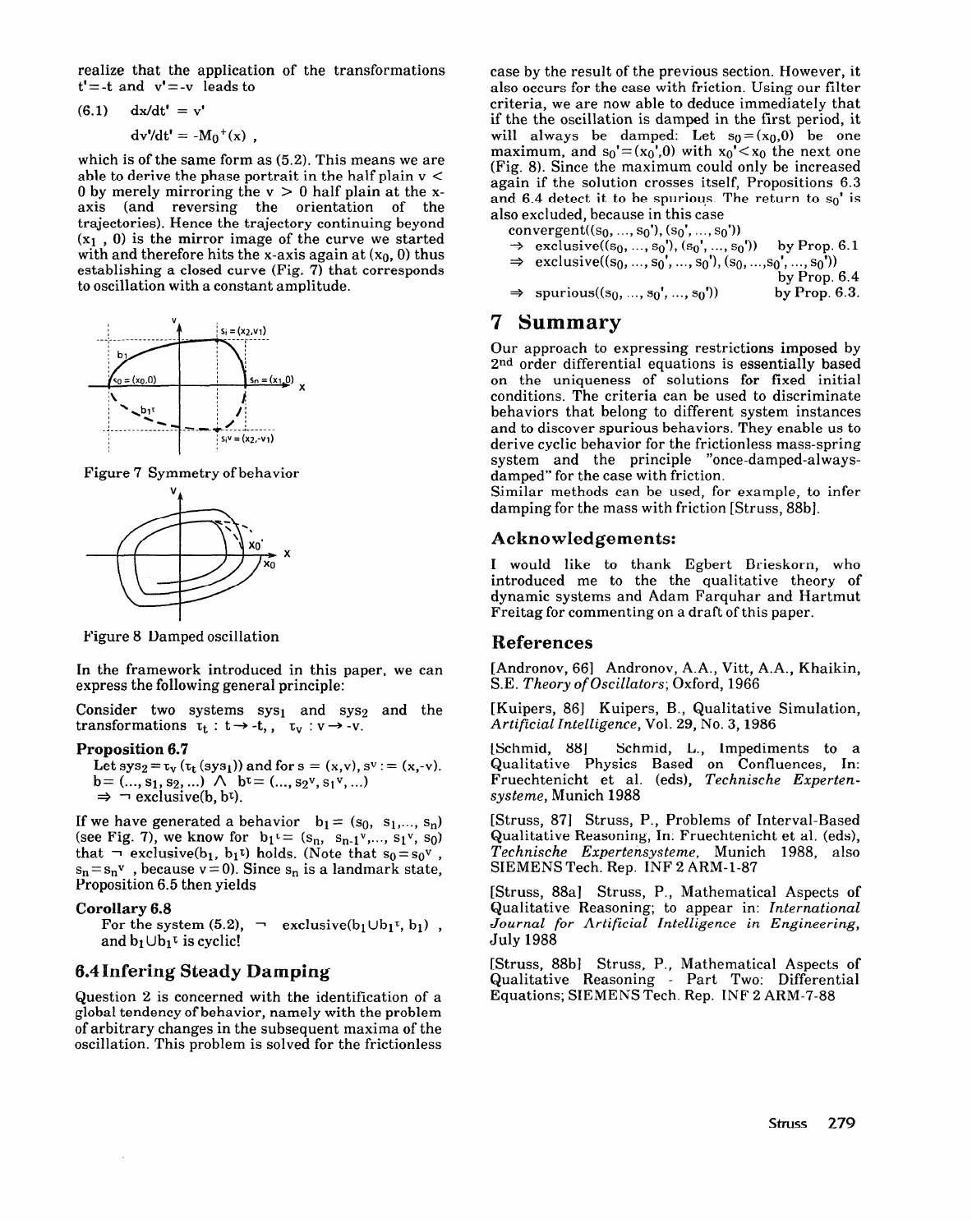realize that the application of the transformations $t'=-t$ and $v'=-v$ leads to

$$(6.1) \quad dx/dt' = v'$$

$$dv'/dt' = -M_0^+(x) \; ,$$

which is of the same form as (5.2). This means we are able to derive the phase portrait in the half plain $v < 0$ by merely mirroring the $v > 0$ half plain at the x-axis (and reversing the orientation of the trajectories). Hence the trajectory continuing beyond $(x_1, 0)$ is the mirror image of the curve we started with and therefore hits the x-axis again at $(x_0, 0)$ thus establishing a closed curve (Fig. 7) that corresponds to oscillation with a constant amplitude.

v

$s_i = (x_2, v_1)$

$b_1$

$s_0 = (x_0, 0)$

$s_n = (x_1, 0)$

x

$b_1^\tau$

$s_i^v = (x_2, -v_1)$

Figure 7 Symmetry of behavior

v

$x_0'$

x

$x_0$

Figure 8 Damped oscillation

In the framework introduced in this paper, we can express the following general principle:

Consider two systems $sys_1$ and $sys_2$ and the transformations $\tau_t : t \rightarrow -t$, , $\tau_v : v \rightarrow -v$.

**Proposition 6.7**

Let $sys_2 = \tau_v(\tau_t(sys_1))$ and for $s = (x,v)$, $s^v := (x,-v)$.
$b = (\ldots, s_1, s_2, \ldots) \wedge b^\tau = (\ldots, s_2^v, s_1^v, \ldots)$
$\Rightarrow \neg$ exclusive$(b, b^\tau)$.

If we have generated a behavior $b_1 = (s_0, s_1, \ldots, s_n)$ (see Fig. 7), we know for $b_1^\tau = (s_n, s_{n-1}^v, \ldots, s_1^v, s_0)$ that $\neg$ exclusive$(b_1, b_1^\tau)$ holds. (Note that $s_0 = s_0^v$, $s_n = s_n^v$, because $v = 0$). Since $s_n$ is a landmark state, Proposition 6.5 then yields

**Corollary 6.8**

For the system (5.2), $\neg$ exclusive$(b_1 \cup b_1^\tau, b_1)$, and $b_1 \cup b_1^\tau$ is cyclic!

## 6.4 Infering Steady Damping

Question 2 is concerned with the identification of a global tendency of behavior, namely with the problem of arbitrary changes in the subsequent maxima of the oscillation. This problem is solved for the frictionless case by the result of the previous section. However, it also occurs for the case with friction. Using our filter criteria, we are now able to deduce immediately that if the oscillation is damped in the first period, it will always be damped: Let $s_0 = (x_0, 0)$ be one maximum, and $s_0' = (x_0', 0)$ with $x_0' < x_0$ the next one (Fig. 8). Since the maximum could only be increased again if the solution crosses itself, Propositions 6.3 and 6.4 detect it to be spurious. The return to $s_0'$ is also excluded, because in this case

convergent$((s_0, \ldots, s_0'), (s_0', \ldots, s_0'))$
$\rightarrow$ exclusive$((s_0, \ldots, s_0'), (s_0', \ldots, s_0'))$ by Prop. 6.1
$\Rightarrow$ exclusive$((s_0, \ldots, s_0', \ldots, s_0'), (s_0, \ldots, s_0', \ldots, s_0'))$ by Prop. 6.4
$\Rightarrow$ spurious$((s_0, \ldots, s_0', \ldots, s_0'))$ by Prop. 6.3.

# 7 Summary

Our approach to expressing restrictions imposed by 2nd order differential equations is essentially based on the uniqueness of solutions for fixed initial conditions. The criteria can be used to discriminate behaviors that belong to different system instances and to discover spurious behaviors. They enable us to derive cyclic behavior for the frictionless mass-spring system and the principle "once-damped-always-damped" for the case with friction.

Similar methods can be used, for example, to infer damping for the mass with friction [Struss, 88b].

## Acknowledgements:

I would like to thank Egbert Brieskorn, who introduced me to the the qualitative theory of dynamic systems and Adam Farquhar and Hartmut Freitag for commenting on a draft of this paper.

## References

[Andronov, 66] Andronov, A.A., Vitt, A.A., Khaikin, S.E. *Theory of Oscillators*; Oxford, 1966

[Kuipers, 86] Kuipers, B., Qualitative Simulation, *Artificial Intelligence*, Vol. 29, No. 3, 1986

[Schmid, 88] Schmid, L., Impediments to a Qualitative Physics Based on Confluences, In: Fruechtenicht et al. (eds), *Technische Expertensysteme*, Munich 1988

[Struss, 87] Struss, P., Problems of Interval-Based Qualitative Reasoning, In: Fruechtenicht et al. (eds), *Technische Expertensysteme*, Munich 1988, also SIEMENS Tech. Rep. INF 2 ARM-1-87

[Struss, 88a] Struss, P., Mathematical Aspects of Qualitative Reasoning; to appear in: *International Journal for Artificial Intelligence in Engineering*, July 1988

[Struss, 88b] Struss, P., Mathematical Aspects of Qualitative Reasoning - Part Two: Differential Equations; SIEMENS Tech. Rep. INF 2 ARM-7-88